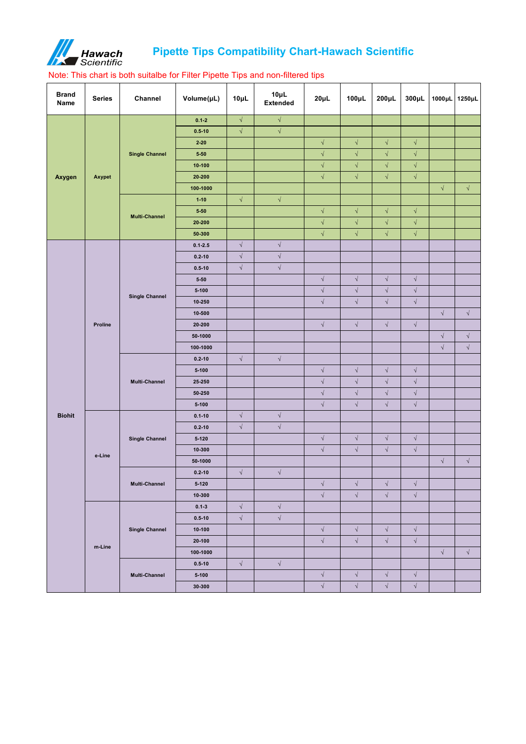# Pipette Tips Compatibility Chart-Hawach Scientific

Note: This chart is both suitalbe for Filter Pipette Tips and non-filtered tips

| Brand Name | Series | Channel | Volume(μL) | 10μL | 10μL Extended | 20μL | 100μL | 200μL | 300μL | 1000μL | 1250μL |
|---|---|---|---|---|---|---|---|---|---|---|---|
| Axygen | Axypet | Single Channel | 0.1-2 | √ | √ | | | | | | |
| | | | 0.5-10 | √ | √ | | | | | | |
| | | | 2-20 | | | √ | √ | √ | √ | | |
| | | | 5-50 | | | √ | √ | √ | √ | | |
| | | | 10-100 | | | √ | √ | √ | √ | | |
| | | | 20-200 | | | √ | √ | √ | √ | | |
| | | | 100-1000 | | | | | | | √ | √ |
| | | Multi-Channel | 1-10 | √ | √ | | | | | | |
| | | | 5-50 | | | √ | √ | √ | √ | | |
| | | | 20-200 | | | √ | √ | √ | √ | | |
| | | | 50-300 | | | √ | √ | √ | √ | | |
| Biohit | Proline | Single Channel | 0.1-2.5 | √ | √ | | | | | | |
| | | | 0.2-10 | √ | √ | | | | | | |
| | | | 0.5-10 | √ | √ | | | | | | |
| | | | 5-50 | | | √ | √ | √ | √ | | |
| | | | 5-100 | | | √ | √ | √ | √ | | |
| | | | 10-250 | | | √ | √ | √ | √ | | |
| | | | 10-500 | | | | | | | √ | √ |
| | | | 20-200 | | | √ | √ | √ | √ | | |
| | | | 50-1000 | | | | | | | √ | √ |
| | | | 100-1000 | | | | | | | √ | √ |
| | | Multi-Channel | 0.2-10 | √ | √ | | | | | | |
| | | | 5-100 | | | √ | √ | √ | √ | | |
| | | | 25-250 | | | √ | √ | √ | √ | | |
| | | | 50-250 | | | √ | √ | √ | √ | | |
| | | | 5-100 | | | √ | √ | √ | √ | | |
| | e-Line | Single Channel | 0.1-10 | √ | √ | | | | | | |
| | | | 0.2-10 | √ | √ | | | | | | |
| | | | 5-120 | | | √ | √ | √ | √ | | |
| | | | 10-300 | | | √ | √ | √ | √ | | |
| | | | 50-1000 | | | | | | | √ | √ |
| | | Multi-Channel | 0.2-10 | √ | √ | | | | | | |
| | | | 5-120 | | | √ | √ | √ | √ | | |
| | | | 10-300 | | | √ | √ | √ | √ | | |
| | m-Line | Single Channel | 0.1-3 | √ | √ | | | | | | |
| | | | 0.5-10 | √ | √ | | | | | | |
| | | | 10-100 | | | √ | √ | √ | √ | | |
| | | | 20-100 | | | √ | √ | √ | √ | | |
| | | | 100-1000 | | | | | | | √ | √ |
| | | Multi-Channel | 0.5-10 | √ | √ | | | | | | |
| | | | 5-100 | | | √ | √ | √ | √ | | |
| | | | 30-300 | | | √ | √ | √ | √ | | |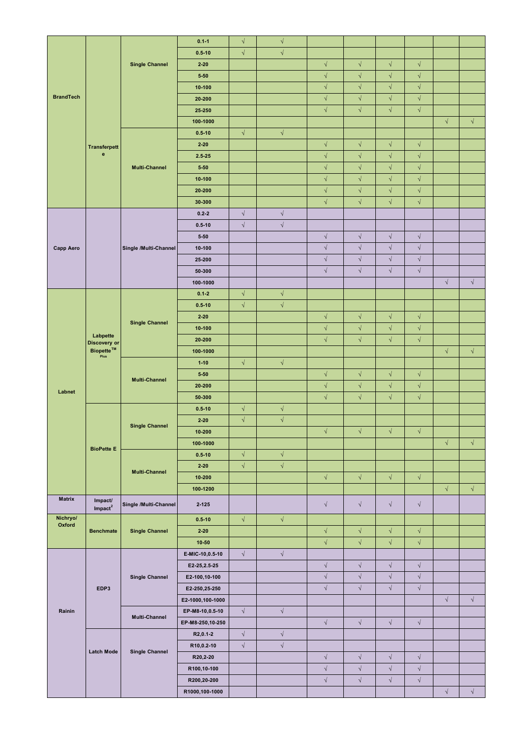| | | | | | | | | | | |
|---|---|---|---|---|---|---|---|---|---|---|
| BrandTech | Transferpette | Single Channel | 0.1-1 | √ | √ | | | | | | |
| | | | 0.5-10 | √ | √ | | | | | | |
| | | | 2-20 | | | √ | √ | √ | √ | | |
| | | | 5-50 | | | √ | √ | √ | √ | | |
| | | | 10-100 | | | √ | √ | √ | √ | | |
| | | | 20-200 | | | √ | √ | √ | √ | | |
| | | | 25-250 | | | √ | √ | √ | √ | | |
| | | | 100-1000 | | | | | | | √ | √ |
| | | Multi-Channel | 0.5-10 | √ | √ | | | | | | |
| | | | 2-20 | | | √ | √ | √ | √ | | |
| | | | 2.5-25 | | | √ | √ | √ | √ | | |
| | | | 5-50 | | | √ | √ | √ | √ | | |
| | | | 10-100 | | | √ | √ | √ | √ | | |
| | | | 20-200 | | | √ | √ | √ | √ | | |
| | | | 30-300 | | | √ | √ | √ | √ | | |
| Capp Aero | | Single /Multi-Channel | 0.2-2 | √ | √ | | | | | | |
| | | | 0.5-10 | √ | √ | | | | | | |
| | | | 5-50 | | | √ | √ | √ | √ | | |
| | | | 10-100 | | | √ | √ | √ | √ | | |
| | | | 25-200 | | | √ | √ | √ | √ | | |
| | | | 50-300 | | | √ | √ | √ | √ | | |
| | | | 100-1000 | | | | | | | √ | √ |
| Labnet | Labpette Discovery or Biopette™ Plus | Single Channel | 0.1-2 | √ | √ | | | | | | |
| | | | 0.5-10 | √ | √ | | | | | | |
| | | | 2-20 | | | √ | √ | √ | √ | | |
| | | | 10-100 | | | √ | √ | √ | √ | | |
| | | | 20-200 | | | √ | √ | √ | √ | | |
| | | | 100-1000 | | | | | | | √ | √ |
| | | Multi-Channel | 1-10 | √ | √ | | | | | | |
| | | | 5-50 | | | √ | √ | √ | √ | | |
| | | | 20-200 | | | √ | √ | √ | √ | | |
| | | | 50-300 | | | √ | √ | √ | √ | | |
| | BioPette E | Single Channel | 0.5-10 | √ | √ | | | | | | |
| | | | 2-20 | √ | √ | | | | | | |
| | | | 10-200 | | | √ | √ | √ | √ | | |
| | | | 100-1000 | | | | | | | √ | √ |
| | | Multi-Channel | 0.5-10 | √ | √ | | | | | | |
| | | | 2-20 | √ | √ | | | | | | |
| | | | 10-200 | | | √ | √ | √ | √ | | |
| | | | 100-1200 | | | | | | | √ | √ |
| Matrix | Impact/ Impact$^2$ | Single /Multi-Channel | 2-125 | | | √ | √ | √ | √ | | |
| Nichryo/ Oxford | Benchmate | Single Channel | 0.5-10 | √ | √ | | | | | | |
| | | | 2-20 | | | √ | √ | √ | √ | | |
| | | | 10-50 | | | √ | √ | √ | √ | | |
| Rainin | EDP3 | Single Channel | E-MIC-10,0.5-10 | √ | √ | | | | | | |
| | | | E2-25,2.5-25 | | | √ | √ | √ | √ | | |
| | | | E2-100,10-100 | | | √ | √ | √ | √ | | |
| | | | E2-250,25-250 | | | √ | √ | √ | √ | | |
| | | | E2-1000,100-1000 | | | | | | | √ | √ |
| | | Multi-Channel | EP-M8-10,0.5-10 | √ | √ | | | | | | |
| | | | EP-M8-250,10-250 | | | √ | √ | √ | √ | | |
| | Latch Mode | Single Channel | R2,0.1-2 | √ | √ | | | | | | |
| | | | R10,0.2-10 | √ | √ | | | | | | |
| | | | R20,2-20 | | | √ | √ | √ | √ | | |
| | | | R100,10-100 | | | √ | √ | √ | √ | | |
| | | | R200,20-200 | | | √ | √ | √ | √ | | |
| | | | R1000,100-1000 | | | | | | | √ | √ |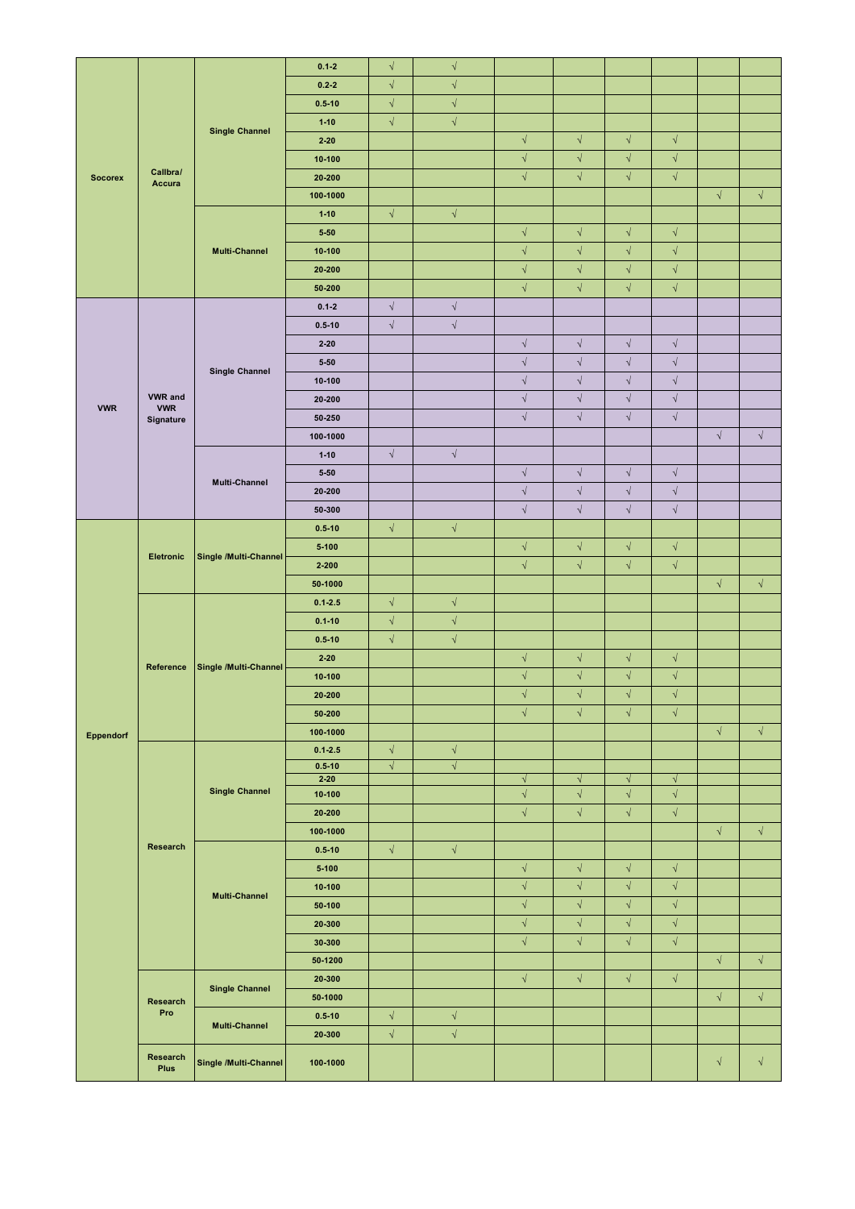| | | | | | | | | | | |
|---|---|---|---|---|---|---|---|---|---|---|
| Socorex | Callbra/ Accura | Single Channel | 0.1-2 | √ | √ | | | | | | |
| | | | 0.2-2 | √ | √ | | | | | | |
| | | | 0.5-10 | √ | √ | | | | | | |
| | | | 1-10 | √ | √ | | | | | | |
| | | | 2-20 | | | √ | √ | √ | √ | | |
| | | | 10-100 | | | √ | √ | √ | √ | | |
| | | | 20-200 | | | √ | √ | √ | √ | | |
| | | | 100-1000 | | | | | | | √ | √ |
| | | Multi-Channel | 1-10 | √ | √ | | | | | | |
| | | | 5-50 | | | √ | √ | √ | √ | | |
| | | | 10-100 | | | √ | √ | √ | √ | | |
| | | | 20-200 | | | √ | √ | √ | √ | | |
| | | | 50-200 | | | √ | √ | √ | √ | | |
| VWR | VWR and VWR Signature | Single Channel | 0.1-2 | √ | √ | | | | | | |
| | | | 0.5-10 | √ | √ | | | | | | |
| | | | 2-20 | | | √ | √ | √ | √ | | |
| | | | 5-50 | | | √ | √ | √ | √ | | |
| | | | 10-100 | | | √ | √ | √ | √ | | |
| | | | 20-200 | | | √ | √ | √ | √ | | |
| | | | 50-250 | | | √ | √ | √ | √ | | |
| | | | 100-1000 | | | | | | | √ | √ |
| | | Multi-Channel | 1-10 | √ | √ | | | | | | |
| | | | 5-50 | | | √ | √ | √ | √ | | |
| | | | 20-200 | | | √ | √ | √ | √ | | |
| | | | 50-300 | | | √ | √ | √ | √ | | |
| Eppendorf | Eletronic | Single /Multi-Channel | 0.5-10 | √ | √ | | | | | | |
| | | | 5-100 | | | √ | √ | √ | √ | | |
| | | | 2-200 | | | √ | √ | √ | √ | | |
| | | | 50-1000 | | | | | | | √ | √ |
| | Reference | Single /Multi-Channel | 0.1-2.5 | √ | √ | | | | | | |
| | | | 0.1-10 | √ | √ | | | | | | |
| | | | 0.5-10 | √ | √ | | | | | | |
| | | | 2-20 | | | √ | √ | √ | √ | | |
| | | | 10-100 | | | √ | √ | √ | √ | | |
| | | | 20-200 | | | √ | √ | √ | √ | | |
| | | | 50-200 | | | √ | √ | √ | √ | | |
| | | | 100-1000 | | | | | | | √ | √ |
| | Research | Single Channel | 0.1-2.5 | √ | √ | | | | | | |
| | | | 0.5-10 | √ | √ | | | | | | |
| | | | 2-20 | | | √ | √ | √ | √ | | |
| | | | 10-100 | | | √ | √ | √ | √ | | |
| | | | 20-200 | | | √ | √ | √ | √ | | |
| | | | 100-1000 | | | | | | | √ | √ |
| | | Multi-Channel | 0.5-10 | √ | √ | | | | | | |
| | | | 5-100 | | | √ | √ | √ | √ | | |
| | | | 10-100 | | | √ | √ | √ | √ | | |
| | | | 50-100 | | | √ | √ | √ | √ | | |
| | | | 20-300 | | | √ | √ | √ | √ | | |
| | | | 30-300 | | | √ | √ | √ | √ | | |
| | | | 50-1200 | | | | | | | √ | √ |
| | Research Pro | Single Channel | 20-300 | | | √ | √ | √ | √ | | |
| | | | 50-1000 | | | | | | | √ | √ |
| | | Multi-Channel | 0.5-10 | √ | √ | | | | | | |
| | | | 20-300 | √ | √ | | | | | | |
| | Research Plus | Single /Multi-Channel | 100-1000 | | | | | | | √ | √ |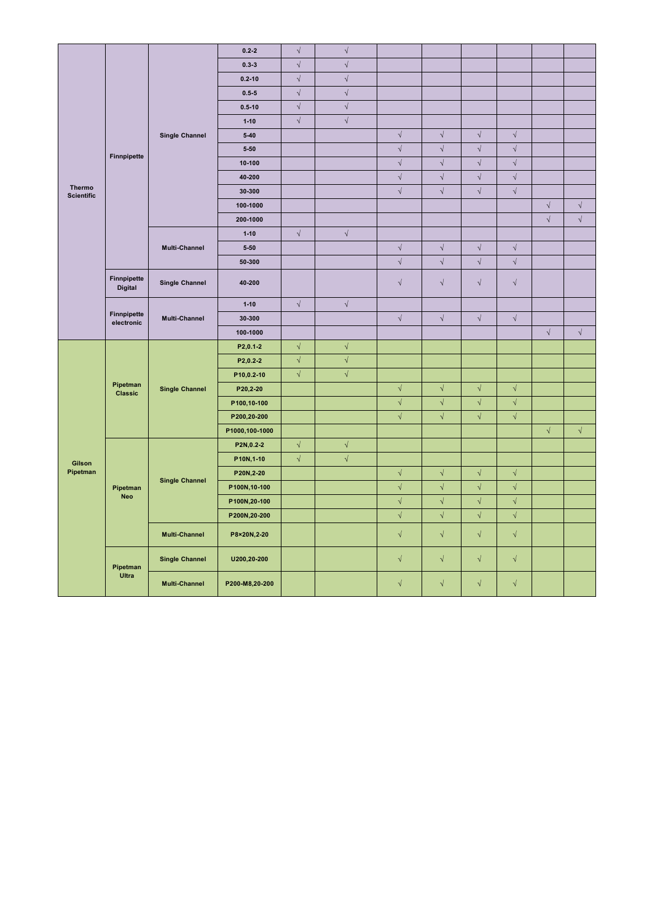| | | | | | | | | | | | |
|---|---|---|---|---|---|---|---|---|---|---|---|
| Thermo Scientific | Finnpipette | Single Channel | 0.2-2 | √ | √ | | | | | | |
| | | | 0.3-3 | √ | √ | | | | | | |
| | | | 0.2-10 | √ | √ | | | | | | |
| | | | 0.5-5 | √ | √ | | | | | | |
| | | | 0.5-10 | √ | √ | | | | | | |
| | | | 1-10 | √ | √ | | | | | | |
| | | | 5-40 | | | √ | √ | √ | √ | | |
| | | | 5-50 | | | √ | √ | √ | √ | | |
| | | | 10-100 | | | √ | √ | √ | √ | | |
| | | | 40-200 | | | √ | √ | √ | √ | | |
| | | | 30-300 | | | √ | √ | √ | √ | | |
| | | | 100-1000 | | | | | | | √ | √ |
| | | | 200-1000 | | | | | | | √ | √ |
| | | Multi-Channel | 1-10 | √ | √ | | | | | | |
| | | | 5-50 | | | √ | √ | √ | √ | | |
| | | | 50-300 | | | √ | √ | √ | √ | | |
| | Finnpipette Digital | Single Channel | 40-200 | | | √ | √ | √ | √ | | |
| | Finnpipette electronic | Multi-Channel | 1-10 | √ | √ | | | | | | |
| | | | 30-300 | | | √ | √ | √ | √ | | |
| | | | 100-1000 | | | | | | | √ | √ |
| Gilson Pipetman | Pipetman Classic | Single Channel | P2,0.1-2 | √ | √ | | | | | | |
| | | | P2,0.2-2 | √ | √ | | | | | | |
| | | | P10,0.2-10 | √ | √ | | | | | | |
| | | | P20,2-20 | | | √ | √ | √ | √ | | |
| | | | P100,10-100 | | | √ | √ | √ | √ | | |
| | | | P200,20-200 | | | √ | √ | √ | √ | | |
| | | | P1000,100-1000 | | | | | | | √ | √ |
| | Pipetman Neo | Single Channel | P2N,0.2-2 | √ | √ | | | | | | |
| | | | P10N,1-10 | √ | √ | | | | | | |
| | | | P20N,2-20 | | | √ | √ | √ | √ | | |
| | | | P100N,10-100 | | | √ | √ | √ | √ | | |
| | | | P100N,20-100 | | | √ | √ | √ | √ | | |
| | | | P200N,20-200 | | | √ | √ | √ | √ | | |
| | | Multi-Channel | P8×20N,2-20 | | | √ | √ | √ | √ | | |
| | Pipetman Ultra | Single Channel | U200,20-200 | | | √ | √ | √ | √ | | |
| | | Multi-Channel | P200-M8,20-200 | | | √ | √ | √ | √ | | |